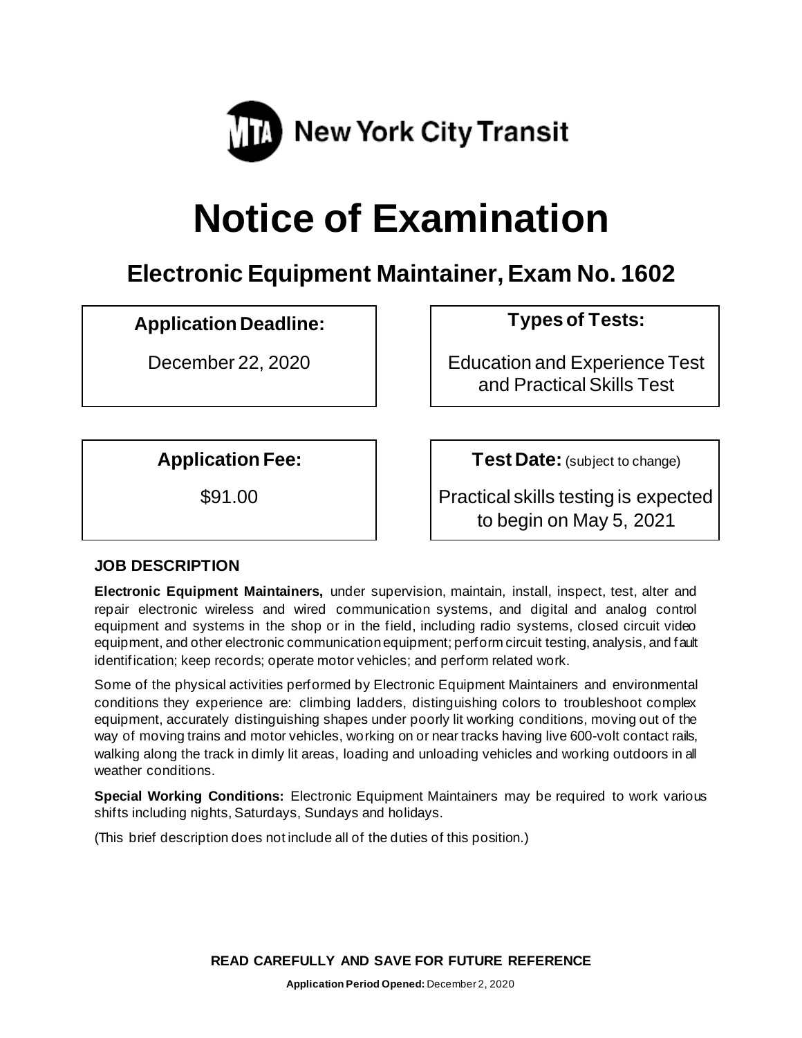MTA New York City Transit

# Notice of Examination

## Electronic Equipment Maintainer, Exam No. 1602

| Application Deadline: | Types of Tests: |
|---|---|
| December 22, 2020 | Education and Experience Test and Practical Skills Test |

| Application Fee: | Test Date: (subject to change) |
|---|---|
| $91.00 | Practical skills testing is expected to begin on May 5, 2021 |

### JOB DESCRIPTION

**Electronic Equipment Maintainers,** under supervision, maintain, install, inspect, test, alter and repair electronic wireless and wired communication systems, and digital and analog control equipment and systems in the shop or in the field, including radio systems, closed circuit video equipment, and other electronic communication equipment; perform circuit testing, analysis, and fault identification; keep records; operate motor vehicles; and perform related work.

Some of the physical activities performed by Electronic Equipment Maintainers and environmental conditions they experience are: climbing ladders, distinguishing colors to troubleshoot complex equipment, accurately distinguishing shapes under poorly lit working conditions, moving out of the way of moving trains and motor vehicles, working on or near tracks having live 600-volt contact rails, walking along the track in dimly lit areas, loading and unloading vehicles and working outdoors in all weather conditions.

**Special Working Conditions:** Electronic Equipment Maintainers may be required to work various shifts including nights, Saturdays, Sundays and holidays.

(This brief description does not include all of the duties of this position.)

**READ CAREFULLY AND SAVE FOR FUTURE REFERENCE**

**Application Period Opened:** December 2, 2020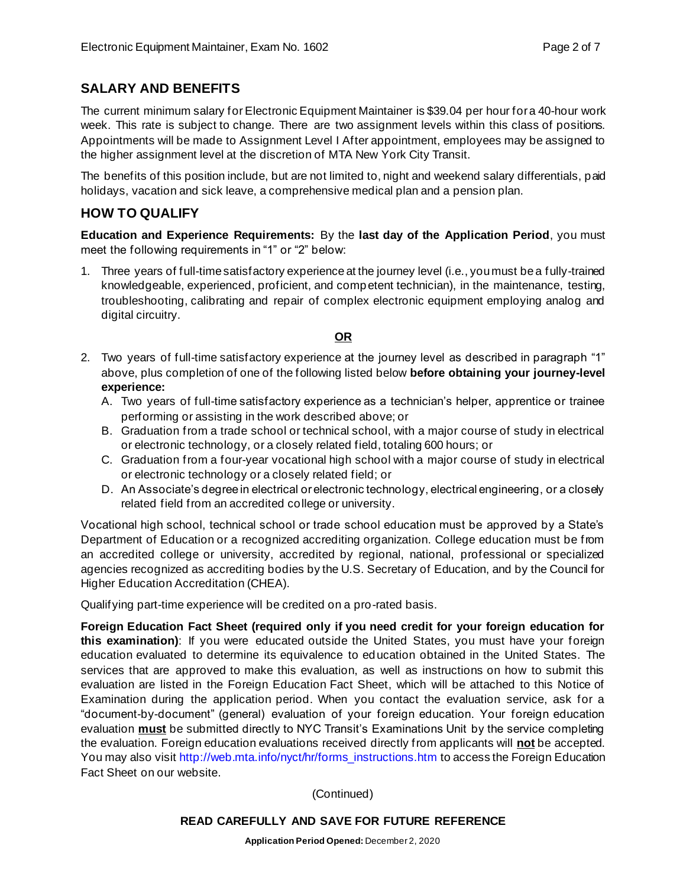## SALARY AND BENEFITS

The current minimum salary for Electronic Equipment Maintainer is $39.04 per hour for a 40-hour work week. This rate is subject to change. There are two assignment levels within this class of positions. Appointments will be made to Assignment Level I After appointment, employees may be assigned to the higher assignment level at the discretion of MTA New York City Transit.

The benefits of this position include, but are not limited to, night and weekend salary differentials, paid holidays, vacation and sick leave, a comprehensive medical plan and a pension plan.

## HOW TO QUALIFY

**Education and Experience Requirements:** By the **last day of the Application Period**, you must meet the following requirements in "1" or "2" below:

1. Three years of full-time satisfactory experience at the journey level (i.e., you must be a fully-trained knowledgeable, experienced, proficient, and competent technician), in the maintenance, testing, troubleshooting, calibrating and repair of complex electronic equipment employing analog and digital circuitry.

**OR**

2. Two years of full-time satisfactory experience at the journey level as described in paragraph "1" above, plus completion of one of the following listed below **before obtaining your journey-level experience:**
   A. Two years of full-time satisfactory experience as a technician's helper, apprentice or trainee performing or assisting in the work described above; or
   B. Graduation from a trade school or technical school, with a major course of study in electrical or electronic technology, or a closely related field, totaling 600 hours; or
   C. Graduation from a four-year vocational high school with a major course of study in electrical or electronic technology or a closely related field; or
   D. An Associate's degree in electrical or electronic technology, electrical engineering, or a closely related field from an accredited college or university.

Vocational high school, technical school or trade school education must be approved by a State's Department of Education or a recognized accrediting organization. College education must be from an accredited college or university, accredited by regional, national, professional or specialized agencies recognized as accrediting bodies by the U.S. Secretary of Education, and by the Council for Higher Education Accreditation (CHEA).

Qualifying part-time experience will be credited on a pro-rated basis.

**Foreign Education Fact Sheet (required only if you need credit for your foreign education for this examination)**: If you were educated outside the United States, you must have your foreign education evaluated to determine its equivalence to education obtained in the United States. The services that are approved to make this evaluation, as well as instructions on how to submit this evaluation are listed in the Foreign Education Fact Sheet, which will be attached to this Notice of Examination during the application period. When you contact the evaluation service, ask for a "document-by-document" (general) evaluation of your foreign education. Your foreign education evaluation **must** be submitted directly to NYC Transit's Examinations Unit by the service completing the evaluation. Foreign education evaluations received directly from applicants will **not** be accepted. You may also visit http://web.mta.info/nyct/hr/forms_instructions.htm to access the Foreign Education Fact Sheet on our website.

(Continued)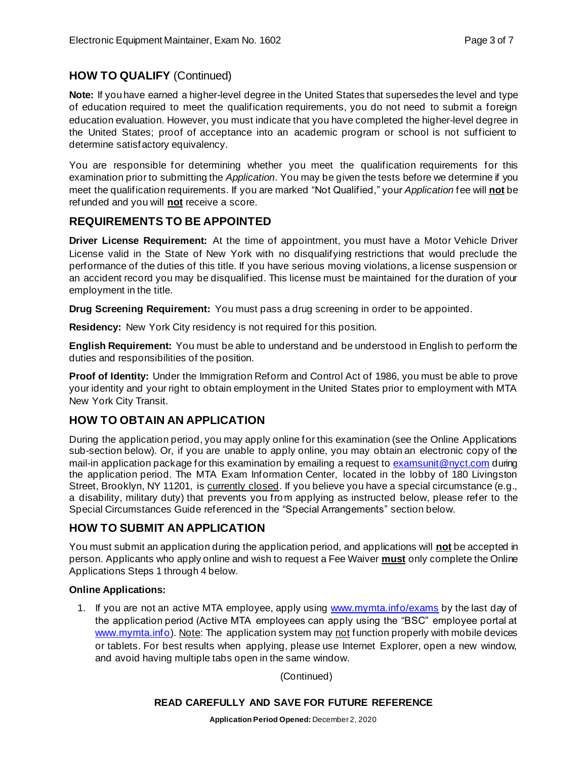## HOW TO QUALIFY (Continued)

**Note:** If you have earned a higher-level degree in the United States that supersedes the level and type of education required to meet the qualification requirements, you do not need to submit a foreign education evaluation. However, you must indicate that you have completed the higher-level degree in the United States; proof of acceptance into an academic program or school is not sufficient to determine satisfactory equivalency.

You are responsible for determining whether you meet the qualification requirements for this examination prior to submitting the *Application*. You may be given the tests before we determine if you meet the qualification requirements. If you are marked "Not Qualified," your *Application* fee will **not** be refunded and you will **not** receive a score.

## REQUIREMENTS TO BE APPOINTED

**Driver License Requirement:** At the time of appointment, you must have a Motor Vehicle Driver License valid in the State of New York with no disqualifying restrictions that would preclude the performance of the duties of this title. If you have serious moving violations, a license suspension or an accident record you may be disqualified. This license must be maintained for the duration of your employment in the title.

**Drug Screening Requirement:** You must pass a drug screening in order to be appointed.

**Residency:** New York City residency is not required for this position.

**English Requirement:** You must be able to understand and be understood in English to perform the duties and responsibilities of the position.

**Proof of Identity:** Under the Immigration Reform and Control Act of 1986, you must be able to prove your identity and your right to obtain employment in the United States prior to employment with MTA New York City Transit.

## HOW TO OBTAIN AN APPLICATION

During the application period, you may apply online for this examination (see the Online Applications sub-section below). Or, if you are unable to apply online, you may obtain an electronic copy of the mail-in application package for this examination by emailing a request to examsunit@nyct.com during the application period. The MTA Exam Information Center, located in the lobby of 180 Livingston Street, Brooklyn, NY 11201, is currently closed. If you believe you have a special circumstance (e.g., a disability, military duty) that prevents you from applying as instructed below, please refer to the Special Circumstances Guide referenced in the "Special Arrangements" section below.

## HOW TO SUBMIT AN APPLICATION

You must submit an application during the application period, and applications will **not** be accepted in person. Applicants who apply online and wish to request a Fee Waiver **must** only complete the Online Applications Steps 1 through 4 below.

**Online Applications:**

1. If you are not an active MTA employee, apply using www.mymta.info/exams by the last day of the application period (Active MTA employees can apply using the "BSC" employee portal at www.mymta.info). Note: The application system may not function properly with mobile devices or tablets. For best results when applying, please use Internet Explorer, open a new window, and avoid having multiple tabs open in the same window.

(Continued)

**READ CAREFULLY AND SAVE FOR FUTURE REFERENCE**

**Application Period Opened:** December 2, 2020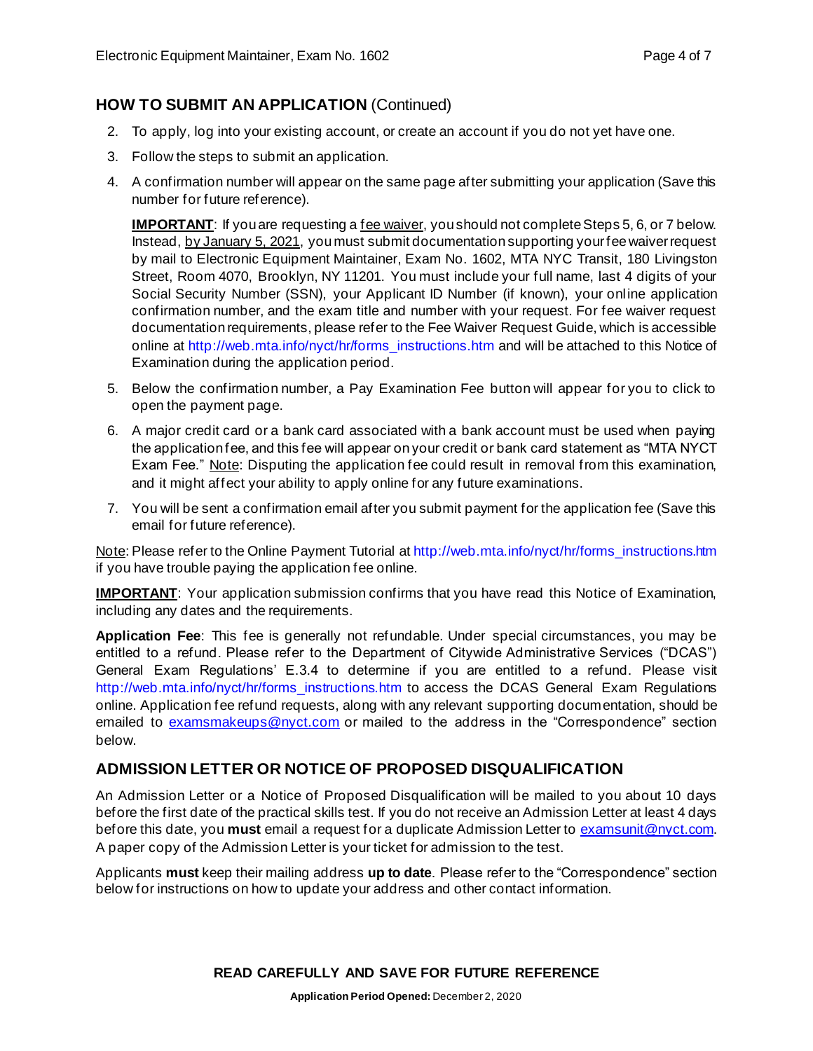## HOW TO SUBMIT AN APPLICATION (Continued)

2. To apply, log into your existing account, or create an account if you do not yet have one.
3. Follow the steps to submit an application.
4. A confirmation number will appear on the same page after submitting your application (Save this number for future reference).

   **IMPORTANT**: If you are requesting a fee waiver, you should not complete Steps 5, 6, or 7 below. Instead, by January 5, 2021, you must submit documentation supporting your fee waiver request by mail to Electronic Equipment Maintainer, Exam No. 1602, MTA NYC Transit, 180 Livingston Street, Room 4070, Brooklyn, NY 11201. You must include your full name, last 4 digits of your Social Security Number (SSN), your Applicant ID Number (if known), your online application confirmation number, and the exam title and number with your request. For fee waiver request documentation requirements, please refer to the Fee Waiver Request Guide, which is accessible online at http://web.mta.info/nyct/hr/forms_instructions.htm and will be attached to this Notice of Examination during the application period.

5. Below the confirmation number, a Pay Examination Fee button will appear for you to click to open the payment page.
6. A major credit card or a bank card associated with a bank account must be used when paying the application fee, and this fee will appear on your credit or bank card statement as "MTA NYCT Exam Fee." Note: Disputing the application fee could result in removal from this examination, and it might affect your ability to apply online for any future examinations.
7. You will be sent a confirmation email after you submit payment for the application fee (Save this email for future reference).

Note: Please refer to the Online Payment Tutorial at http://web.mta.info/nyct/hr/forms_instructions.htm if you have trouble paying the application fee online.

**IMPORTANT**: Your application submission confirms that you have read this Notice of Examination, including any dates and the requirements.

**Application Fee**: This fee is generally not refundable. Under special circumstances, you may be entitled to a refund. Please refer to the Department of Citywide Administrative Services ("DCAS") General Exam Regulations' E.3.4 to determine if you are entitled to a refund. Please visit http://web.mta.info/nyct/hr/forms_instructions.htm to access the DCAS General Exam Regulations online. Application fee refund requests, along with any relevant supporting documentation, should be emailed to examsmakeups@nyct.com or mailed to the address in the "Correspondence" section below.

## ADMISSION LETTER OR NOTICE OF PROPOSED DISQUALIFICATION

An Admission Letter or a Notice of Proposed Disqualification will be mailed to you about 10 days before the first date of the practical skills test. If you do not receive an Admission Letter at least 4 days before this date, you **must** email a request for a duplicate Admission Letter to examsunit@nyct.com. A paper copy of the Admission Letter is your ticket for admission to the test.

Applicants **must** keep their mailing address **up to date**. Please refer to the "Correspondence" section below for instructions on how to update your address and other contact information.

**READ CAREFULLY AND SAVE FOR FUTURE REFERENCE**

**Application Period Opened:** December 2, 2020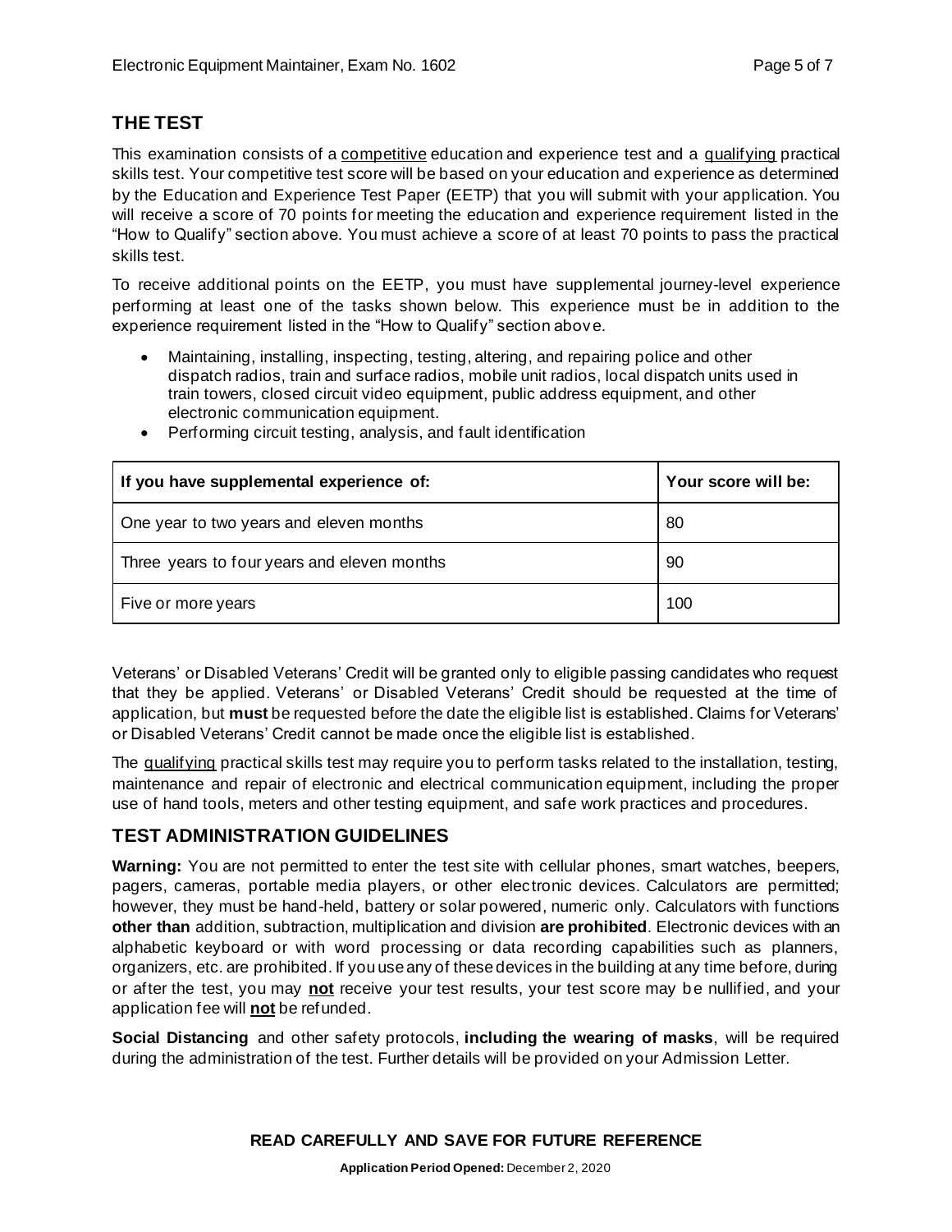## THE TEST

This examination consists of a <u>competitive</u> education and experience test and a <u>qualifying</u> practical skills test. Your competitive test score will be based on your education and experience as determined by the Education and Experience Test Paper (EETP) that you will submit with your application. You will receive a score of 70 points for meeting the education and experience requirement listed in the "How to Qualify" section above. You must achieve a score of at least 70 points to pass the practical skills test.

To receive additional points on the EETP, you must have supplemental journey-level experience performing at least one of the tasks shown below. This experience must be in addition to the experience requirement listed in the "How to Qualify" section above.

- Maintaining, installing, inspecting, testing, altering, and repairing police and other dispatch radios, train and surface radios, mobile unit radios, local dispatch units used in train towers, closed circuit video equipment, public address equipment, and other electronic communication equipment.
- Performing circuit testing, analysis, and fault identification

| If you have supplemental experience of: | Your score will be: |
|---|---|
| One year to two years and eleven months | 80 |
| Three years to four years and eleven months | 90 |
| Five or more years | 100 |

Veterans' or Disabled Veterans' Credit will be granted only to eligible passing candidates who request that they be applied. Veterans' or Disabled Veterans' Credit should be requested at the time of application, but **must** be requested before the date the eligible list is established. Claims for Veterans' or Disabled Veterans' Credit cannot be made once the eligible list is established.

The <u>qualifying</u> practical skills test may require you to perform tasks related to the installation, testing, maintenance and repair of electronic and electrical communication equipment, including the proper use of hand tools, meters and other testing equipment, and safe work practices and procedures.

## TEST ADMINISTRATION GUIDELINES

**Warning:** You are not permitted to enter the test site with cellular phones, smart watches, beepers, pagers, cameras, portable media players, or other electronic devices. Calculators are permitted; however, they must be hand-held, battery or solar powered, numeric only. Calculators with functions **other than** addition, subtraction, multiplication and division **are prohibited**. Electronic devices with an alphabetic keyboard or with word processing or data recording capabilities such as planners, organizers, etc. are prohibited. If you use any of these devices in the building at any time before, during or after the test, you may **<u>not</u>** receive your test results, your test score may be nullified, and your application fee will **<u>not</u>** be refunded.

**Social Distancing** and other safety protocols, **including the wearing of masks**, will be required during the administration of the test. Further details will be provided on your Admission Letter.

**READ CAREFULLY AND SAVE FOR FUTURE REFERENCE**

**Application Period Opened:** December 2, 2020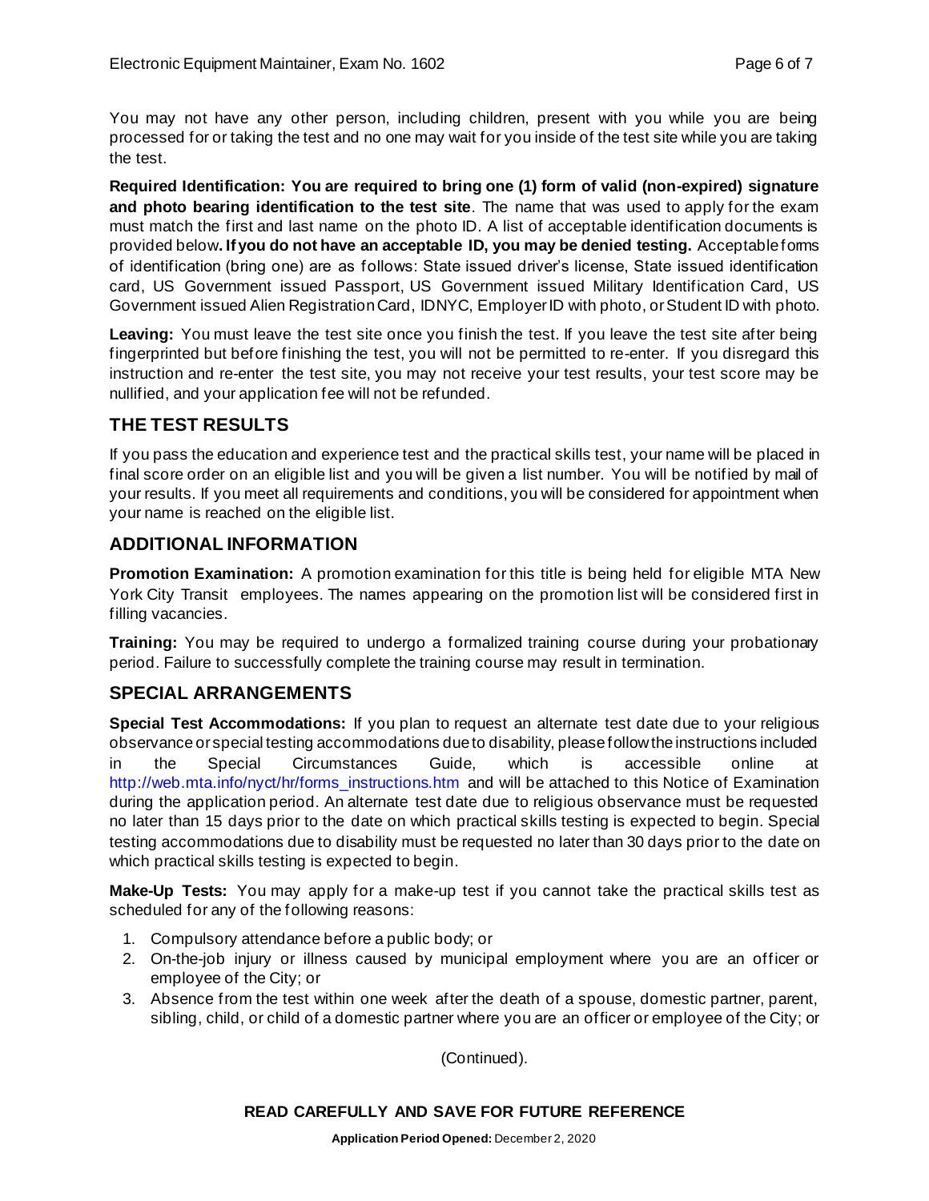You may not have any other person, including children, present with you while you are being processed for or taking the test and no one may wait for you inside of the test site while you are taking the test.

**Required Identification: You are required to bring one (1) form of valid (non-expired) signature and photo bearing identification to the test site**. The name that was used to apply for the exam must match the first and last name on the photo ID. A list of acceptable identification documents is provided below**. If you do not have an acceptable ID, you may be denied testing.** Acceptable forms of identification (bring one) are as follows: State issued driver's license, State issued identification card, US Government issued Passport, US Government issued Military Identification Card, US Government issued Alien Registration Card, IDNYC, Employer ID with photo, or Student ID with photo.

**Leaving:** You must leave the test site once you finish the test. If you leave the test site after being fingerprinted but before finishing the test, you will not be permitted to re-enter. If you disregard this instruction and re-enter the test site, you may not receive your test results, your test score may be nullified, and your application fee will not be refunded.

## THE TEST RESULTS

If you pass the education and experience test and the practical skills test, your name will be placed in final score order on an eligible list and you will be given a list number. You will be notified by mail of your results. If you meet all requirements and conditions, you will be considered for appointment when your name is reached on the eligible list.

## ADDITIONAL INFORMATION

**Promotion Examination:** A promotion examination for this title is being held for eligible MTA New York City Transit employees. The names appearing on the promotion list will be considered first in filling vacancies.

**Training:** You may be required to undergo a formalized training course during your probationary period. Failure to successfully complete the training course may result in termination.

## SPECIAL ARRANGEMENTS

**Special Test Accommodations:** If you plan to request an alternate test date due to your religious observance or special testing accommodations due to disability, please follow the instructions included in the Special Circumstances Guide, which is accessible online at http://web.mta.info/nyct/hr/forms_instructions.htm and will be attached to this Notice of Examination during the application period. An alternate test date due to religious observance must be requested no later than 15 days prior to the date on which practical skills testing is expected to begin. Special testing accommodations due to disability must be requested no later than 30 days prior to the date on which practical skills testing is expected to begin.

**Make-Up Tests:** You may apply for a make-up test if you cannot take the practical skills test as scheduled for any of the following reasons:

1. Compulsory attendance before a public body; or
2. On-the-job injury or illness caused by municipal employment where you are an officer or employee of the City; or
3. Absence from the test within one week after the death of a spouse, domestic partner, parent, sibling, child, or child of a domestic partner where you are an officer or employee of the City; or

(Continued).

**READ CAREFULLY AND SAVE FOR FUTURE REFERENCE**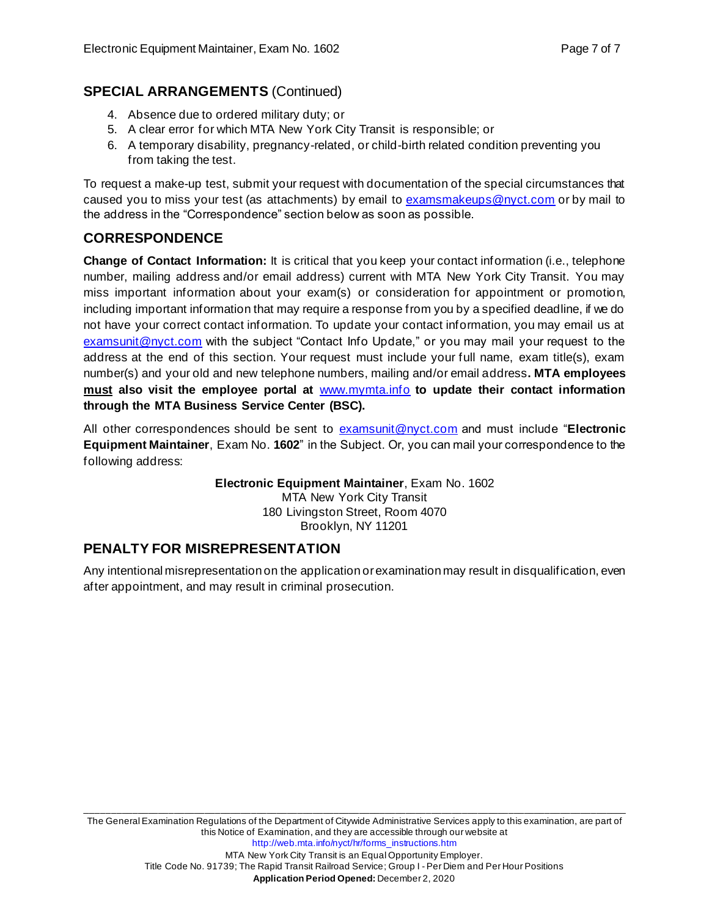## SPECIAL ARRANGEMENTS (Continued)

4. Absence due to ordered military duty; or
5. A clear error for which MTA New York City Transit is responsible; or
6. A temporary disability, pregnancy-related, or child-birth related condition preventing you from taking the test.

To request a make-up test, submit your request with documentation of the special circumstances that caused you to miss your test (as attachments) by email to examsmakeups@nyct.com or by mail to the address in the "Correspondence" section below as soon as possible.

## CORRESPONDENCE

**Change of Contact Information:** It is critical that you keep your contact information (i.e., telephone number, mailing address and/or email address) current with MTA New York City Transit. You may miss important information about your exam(s) or consideration for appointment or promotion, including important information that may require a response from you by a specified deadline, if we do not have your correct contact information. To update your contact information, you may email us at examsunit@nyct.com with the subject "Contact Info Update," or you may mail your request to the address at the end of this section. Your request must include your full name, exam title(s), exam number(s) and your old and new telephone numbers, mailing and/or email address**. MTA employees must also visit the employee portal at** www.mymta.info **to update their contact information through the MTA Business Service Center (BSC).**

All other correspondences should be sent to examsunit@nyct.com and must include "**Electronic Equipment Maintainer**, Exam No. **1602**" in the Subject. Or, you can mail your correspondence to the following address:

**Electronic Equipment Maintainer**, Exam No. 1602
MTA New York City Transit
180 Livingston Street, Room 4070
Brooklyn, NY 11201

## PENALTY FOR MISREPRESENTATION

Any intentional misrepresentation on the application or examination may result in disqualification, even after appointment, and may result in criminal prosecution.

The General Examination Regulations of the Department of Citywide Administrative Services apply to this examination, are part of this Notice of Examination, and they are accessible through our website at http://web.mta.info/nyct/hr/forms_instructions.htm
MTA New York City Transit is an Equal Opportunity Employer.
Title Code No. 91739; The Rapid Transit Railroad Service; Group I - Per Diem and Per Hour Positions
**Application Period Opened:** December 2, 2020